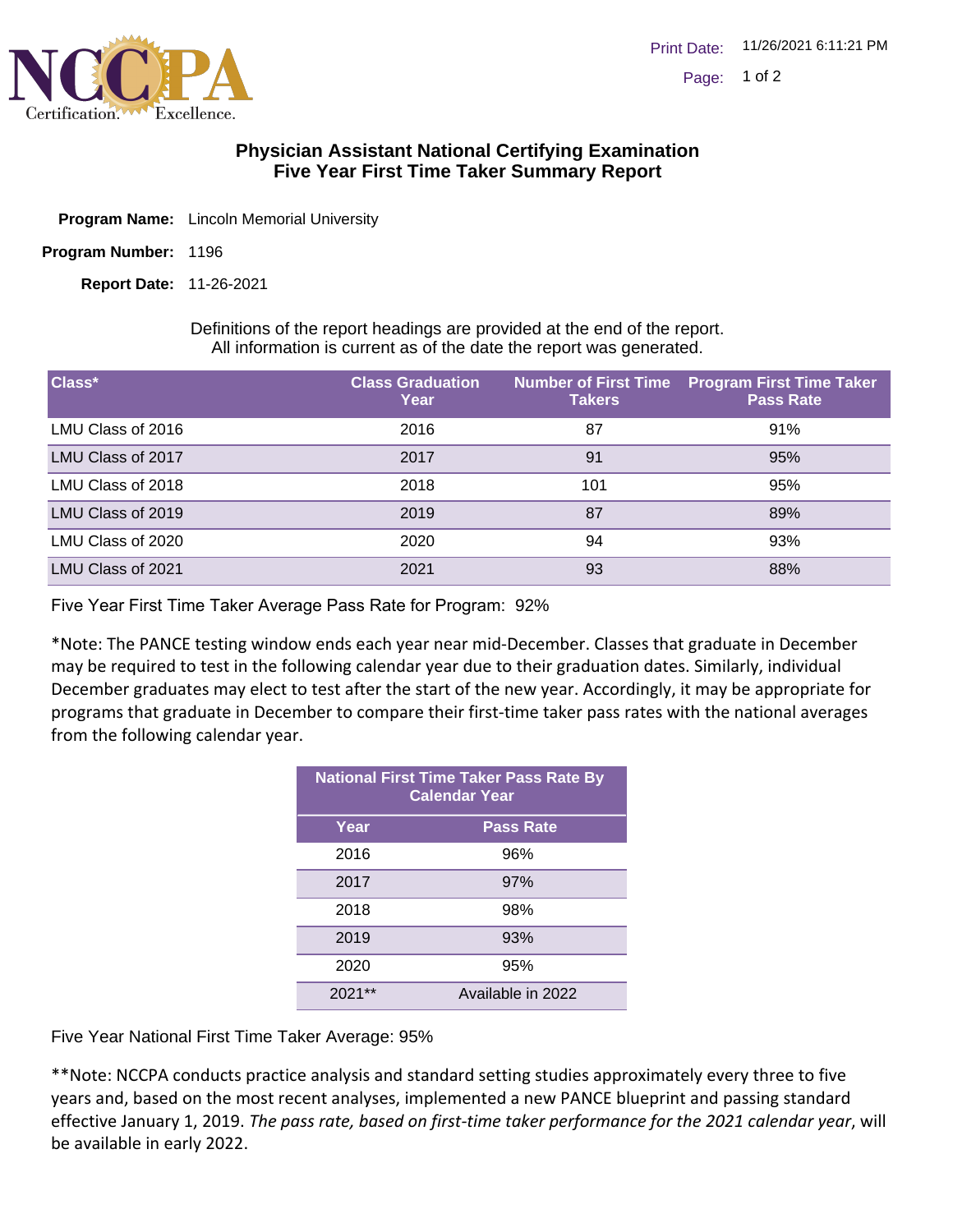# Physician Assistant National Certifying Examination
## Five Year First Time Taker Summary Report

**Program Name:** Lincoln Memorial University

**Program Number:** 1196

**Report Date:** 11-26-2021

Definitions of the report headings are provided at the end of the report.
All information is current as of the date the report was generated.

| Class* | Class Graduation Year | Number of First Time Takers | Program First Time Taker Pass Rate |
|---|---|---|---|
| LMU Class of 2016 | 2016 | 87 | 91% |
| LMU Class of 2017 | 2017 | 91 | 95% |
| LMU Class of 2018 | 2018 | 101 | 95% |
| LMU Class of 2019 | 2019 | 87 | 89% |
| LMU Class of 2020 | 2020 | 94 | 93% |
| LMU Class of 2021 | 2021 | 93 | 88% |

Five Year First Time Taker Average Pass Rate for Program: 92%

*Note: The PANCE testing window ends each year near mid-December. Classes that graduate in December may be required to test in the following calendar year due to their graduation dates. Similarly, individual December graduates may elect to test after the start of the new year. Accordingly, it may be appropriate for programs that graduate in December to compare their first-time taker pass rates with the national averages from the following calendar year.

| National First Time Taker Pass Rate By Calendar Year | |
|---|---|
| **Year** | **Pass Rate** |
| 2016 | 96% |
| 2017 | 97% |
| 2018 | 98% |
| 2019 | 93% |
| 2020 | 95% |
| 2021** | Available in 2022 |

Five Year National First Time Taker Average: 95%

**Note: NCCPA conducts practice analysis and standard setting studies approximately every three to five years and, based on the most recent analyses, implemented a new PANCE blueprint and passing standard effective January 1, 2019. *The pass rate, based on first-time taker performance for the 2021 calendar year*, will be available in early 2022.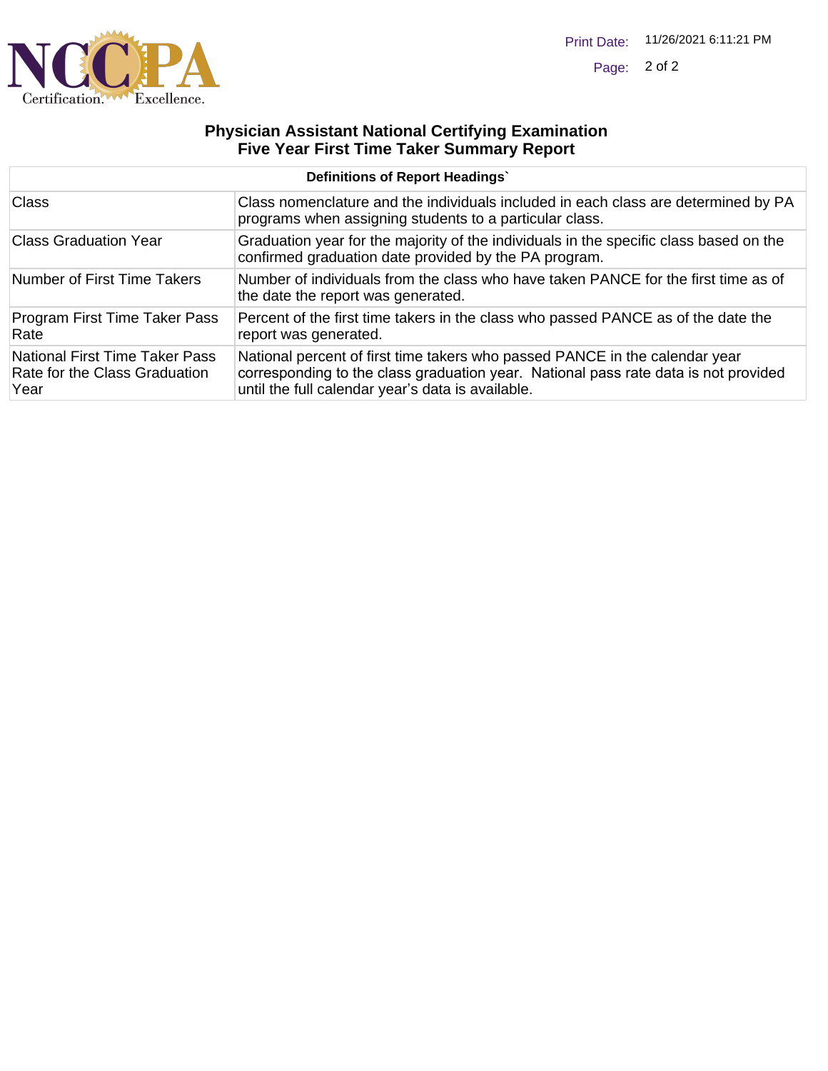# Physician Assistant National Certifying Examination
## Five Year First Time Taker Summary Report

| Definitions of Report Headings` | |
|---|---|
| Class | Class nomenclature and the individuals included in each class are determined by PA programs when assigning students to a particular class. |
| Class Graduation Year | Graduation year for the majority of the individuals in the specific class based on the confirmed graduation date provided by the PA program. |
| Number of First Time Takers | Number of individuals from the class who have taken PANCE for the first time as of the date the report was generated. |
| Program First Time Taker Pass Rate | Percent of the first time takers in the class who passed PANCE as of the date the report was generated. |
| National First Time Taker Pass Rate for the Class Graduation Year | National percent of first time takers who passed PANCE in the calendar year corresponding to the class graduation year. National pass rate data is not provided until the full calendar year's data is available. |